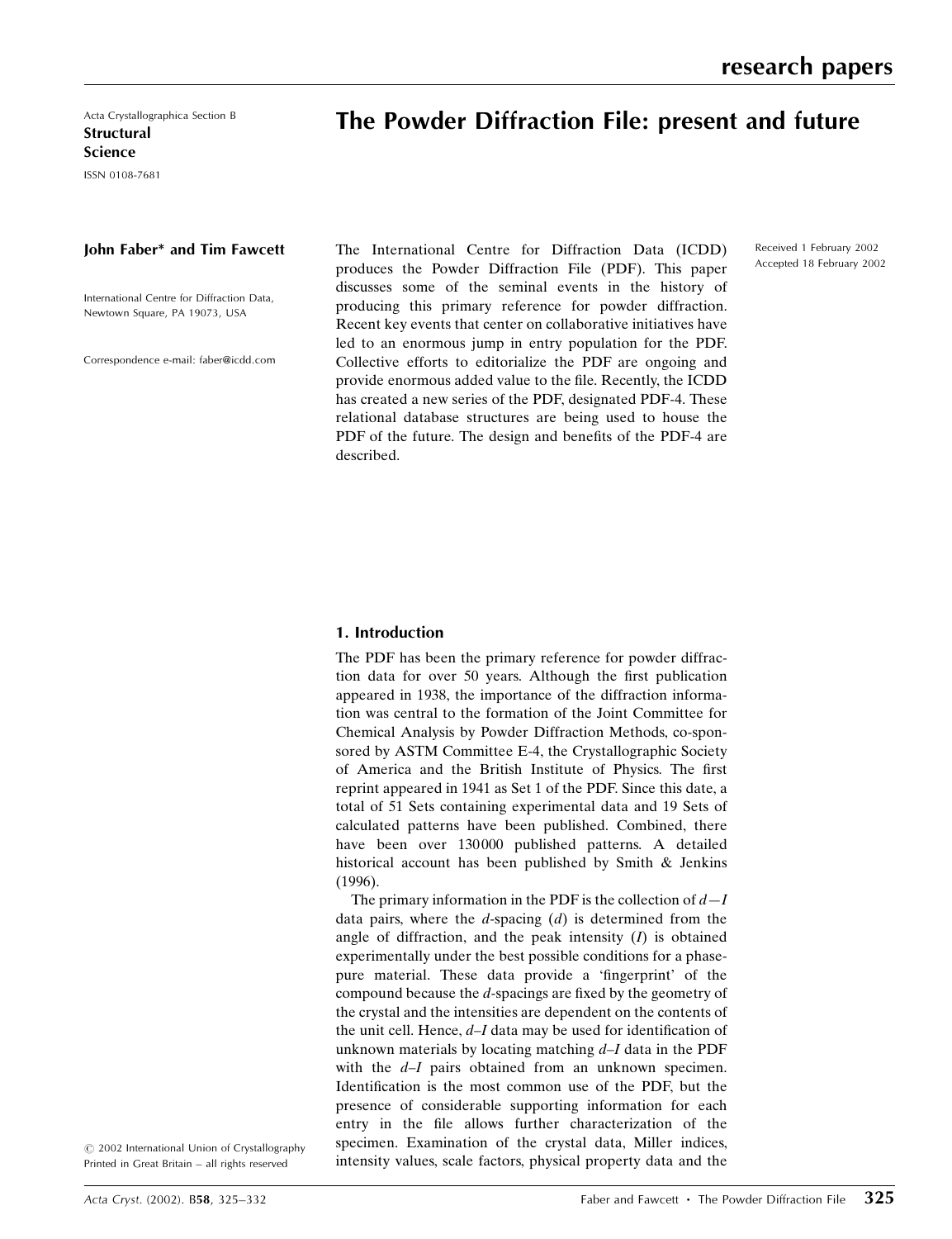Acta Crystallographica Section B
**Structural Science**
ISSN 0108-7681

# The Powder Diffraction File: present and future

**John Faber* and Tim Fawcett**

International Centre for Diffraction Data, Newtown Square, PA 19073, USA

Correspondence e-mail: faber@icdd.com

Received 1 February 2002
Accepted 18 February 2002

The International Centre for Diffraction Data (ICDD) produces the Powder Diffraction File (PDF). This paper discusses some of the seminal events in the history of producing this primary reference for powder diffraction. Recent key events that center on collaborative initiatives have led to an enormous jump in entry population for the PDF. Collective efforts to editorialize the PDF are ongoing and provide enormous added value to the file. Recently, the ICDD has created a new series of the PDF, designated PDF-4. These relational database structures are being used to house the PDF of the future. The design and benefits of the PDF-4 are described.

© 2002 International Union of Crystallography
Printed in Great Britain – all rights reserved

## 1. Introduction

The PDF has been the primary reference for powder diffraction data for over 50 years. Although the first publication appeared in 1938, the importance of the diffraction information was central to the formation of the Joint Committee for Chemical Analysis by Powder Diffraction Methods, co-sponsored by ASTM Committee E-4, the Crystallographic Society of America and the British Institute of Physics. The first reprint appeared in 1941 as Set 1 of the PDF. Since this date, a total of 51 Sets containing experimental data and 19 Sets of calculated patterns have been published. Combined, there have been over 130000 published patterns. A detailed historical account has been published by Smith & Jenkins (1996).

The primary information in the PDF is the collection of $d-I$ data pairs, where the $d$-spacing ($d$) is determined from the angle of diffraction, and the peak intensity ($I$) is obtained experimentally under the best possible conditions for a phase-pure material. These data provide a 'fingerprint' of the compound because the $d$-spacings are fixed by the geometry of the crystal and the intensities are dependent on the contents of the unit cell. Hence, $d$–$I$ data may be used for identification of unknown materials by locating matching $d$–$I$ data in the PDF with the $d$–$I$ pairs obtained from an unknown specimen. Identification is the most common use of the PDF, but the presence of considerable supporting information for each entry in the file allows further characterization of the specimen. Examination of the crystal data, Miller indices, intensity values, scale factors, physical property data and the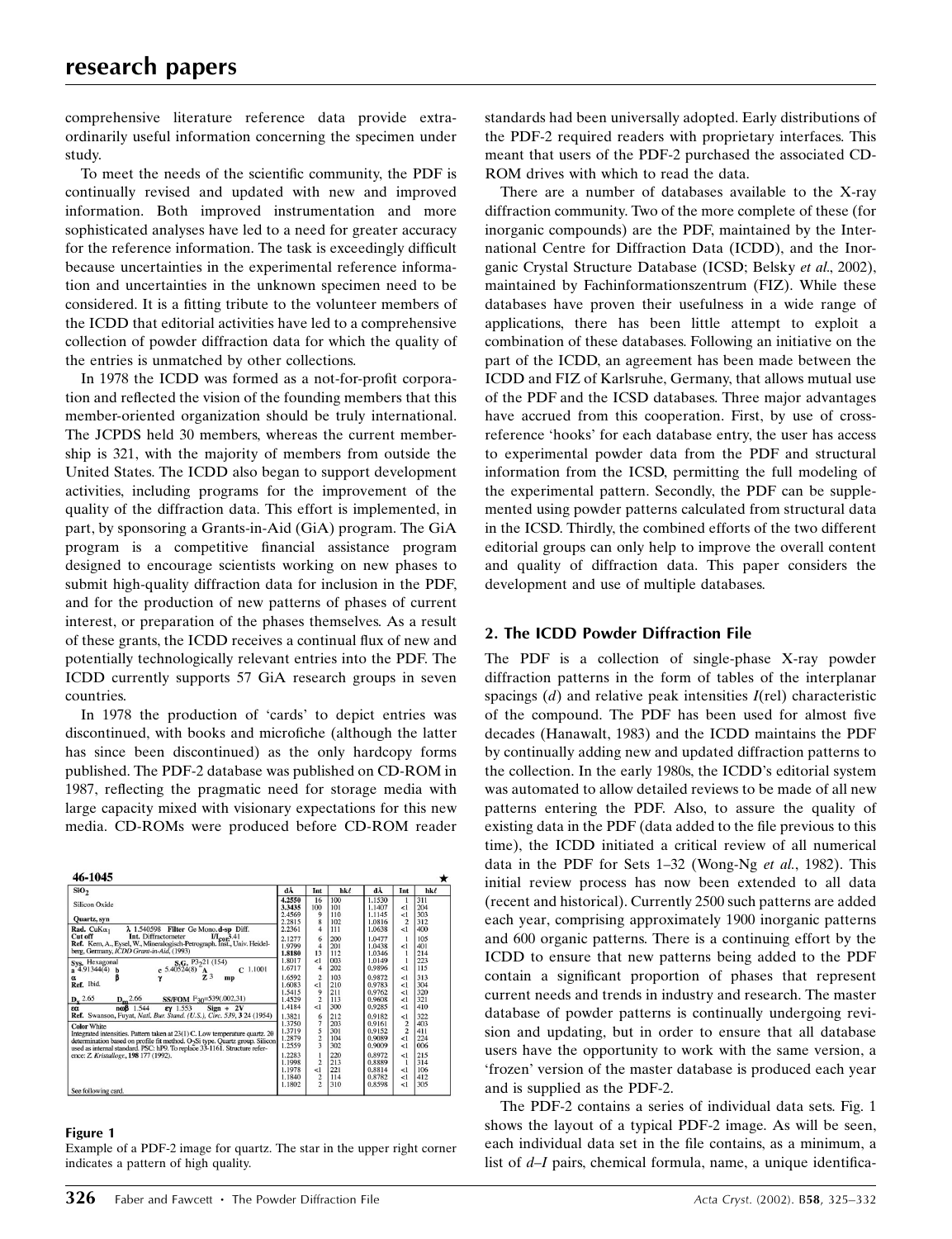comprehensive literature reference data provide extraordinarily useful information concerning the specimen under study.

To meet the needs of the scientific community, the PDF is continually revised and updated with new and improved information. Both improved instrumentation and more sophisticated analyses have led to a need for greater accuracy for the reference information. The task is exceedingly difficult because uncertainties in the experimental reference information and uncertainties in the unknown specimen need to be considered. It is a fitting tribute to the volunteer members of the ICDD that editorial activities have led to a comprehensive collection of powder diffraction data for which the quality of the entries is unmatched by other collections.

In 1978 the ICDD was formed as a not-for-profit corporation and reflected the vision of the founding members that this member-oriented organization should be truly international. The JCPDS held 30 members, whereas the current membership is 321, with the majority of members from outside the United States. The ICDD also began to support development activities, including programs for the improvement of the quality of the diffraction data. This effort is implemented, in part, by sponsoring a Grants-in-Aid (GiA) program. The GiA program is a competitive financial assistance program designed to encourage scientists working on new phases to submit high-quality diffraction data for inclusion in the PDF, and for the production of new patterns of phases of current interest, or preparation of the phases themselves. As a result of these grants, the ICDD receives a continual flux of new and potentially technologically relevant entries into the PDF. The ICDD currently supports 57 GiA research groups in seven countries.

In 1978 the production of 'cards' to depict entries was discontinued, with books and microfiche (although the latter has since been discontinued) as the only hardcopy forms published. The PDF-2 database was published on CD-ROM in 1987, reflecting the pragmatic need for storage media with large capacity mixed with visionary expectations for this new media. CD-ROMs were produced before CD-ROM reader

**46-1045** ★

$SiO_2$

Silicon Oxide

Quartz, syn

Rad. CuK$\alpha_1$ λ 1.540598 Filter Ge Mono. d-sp Diff.
Cut off Int. Diffractometer $I/I_{cor.}$ 3.41
Ref. Kern, A., Eysel, W., Mineralogisch-Petrograph. Inst., Univ. Heidelberg, Germany, *ICDD Grant-in-Aid*, (1993)

Sys. Hexagonal S.G. $P3_221$ (154)
a 4.91344(4) b c 5.40524(8) A C 1.1001
α β γ Z 3 mp
Ref. Ibid.

$D_x$ 2.65 $D_m$ 2.66 SS/FOM $F_{30}$=539(.002,31)

εα nωβ 1.544 εγ 1.553 Sign + 2V
Ref. Swanson, Fuyat, *Natl. Bur. Stand. (U.S.), Circ. 539*, **3** 24 (1954)

Color White
Integrated intensities. Pattern taken at 23(1) C. Low temperature quartz. 2θ determination based on profile fit method. $O_2Si$ type. Quartz group. Silicon used as internal standard. PSC: hP9. To replace 33-1161. Structure reference: *Z. Kristallogr.*, **198** 177 (1992).

See following card.

| dÅ | Int | hkℓ | dÅ | Int | hkℓ |
|---|---|---|---|---|---|
| 4.2550 | 16 | 100 | 1.1530 | 1 | 311 |
| 3.3435 | 100 | 101 | 1.1407 | <1 | 204 |
| 2.4569 | 9 | 110 | 1.1145 | <1 | 303 |
| 2.2815 | 8 | 102 | 1.0816 | 2 | 312 |
| 2.2361 | 4 | 111 | 1.0638 | <1 | 400 |
| 2.1277 | 6 | 200 | 1.0477 | 1 | 105 |
| 1.9799 | 4 | 201 | 1.0438 | <1 | 401 |
| 1.8180 | 13 | 112 | 1.0346 | 1 | 214 |
| 1.8017 | <1 | 003 | 1.0149 | 1 | 223 |
| 1.6717 | 4 | 202 | 0.9896 | <1 | 115 |
| 1.6592 | 2 | 103 | 0.9872 | <1 | 313 |
| 1.6083 | <1 | 210 | 0.9783 | <1 | 304 |
| 1.5415 | 9 | 211 | 0.9762 | <1 | 320 |
| 1.4529 | 2 | 113 | 0.9608 | <1 | 321 |
| 1.4184 | <1 | 300 | 0.9285 | <1 | 410 |
| 1.3821 | 6 | 212 | 0.9182 | <1 | 322 |
| 1.3750 | 7 | 203 | 0.9161 | 2 | 403 |
| 1.3719 | 5 | 301 | 0.9152 | 2 | 411 |
| 1.2879 | 2 | 104 | 0.9089 | <1 | 224 |
| 1.2559 | 3 | 302 | 0.9009 | <1 | 006 |
| 1.2283 | 1 | 220 | 0.8972 | <1 | 215 |
| 1.1998 | 2 | 213 | 0.8889 | 1 | 314 |
| 1.1978 | <1 | 221 | 0.8814 | <1 | 106 |
| 1.1840 | 2 | 114 | 0.8782 | <1 | 412 |
| 1.1802 | 2 | 310 | 0.8598 | <1 | 305 |

**Figure 1**
Example of a PDF-2 image for quartz. The star in the upper right corner indicates a pattern of high quality.

standards had been universally adopted. Early distributions of the PDF-2 required readers with proprietary interfaces. This meant that users of the PDF-2 purchased the associated CD-ROM drives with which to read the data.

There are a number of databases available to the X-ray diffraction community. Two of the more complete of these (for inorganic compounds) are the PDF, maintained by the International Centre for Diffraction Data (ICDD), and the Inorganic Crystal Structure Database (ICSD; Belsky *et al.*, 2002), maintained by Fachinformationszentrum (FIZ). While these databases have proven their usefulness in a wide range of applications, there has been little attempt to exploit a combination of these databases. Following an initiative on the part of the ICDD, an agreement has been made between the ICDD and FIZ of Karlsruhe, Germany, that allows mutual use of the PDF and the ICSD databases. Three major advantages have accrued from this cooperation. First, by use of cross-reference 'hooks' for each database entry, the user has access to experimental powder data from the PDF and structural information from the ICSD, permitting the full modeling of the experimental pattern. Secondly, the PDF can be supplemented using powder patterns calculated from structural data in the ICSD. Thirdly, the combined efforts of the two different editorial groups can only help to improve the overall content and quality of diffraction data. This paper considers the development and use of multiple databases.

## 2. The ICDD Powder Diffraction File

The PDF is a collection of single-phase X-ray powder diffraction patterns in the form of tables of the interplanar spacings ($d$) and relative peak intensities $I$(rel) characteristic of the compound. The PDF has been used for almost five decades (Hanawalt, 1983) and the ICDD maintains the PDF by continually adding new and updated diffraction patterns to the collection. In the early 1980s, the ICDD's editorial system was automated to allow detailed reviews to be made of all new patterns entering the PDF. Also, to assure the quality of existing data in the PDF (data added to the file previous to this time), the ICDD initiated a critical review of all numerical data in the PDF for Sets 1–32 (Wong-Ng *et al.*, 1982). This initial review process has now been extended to all data (recent and historical). Currently 2500 such patterns are added each year, comprising approximately 1900 inorganic patterns and 600 organic patterns. There is a continuing effort by the ICDD to ensure that new patterns being added to the PDF contain a significant proportion of phases that represent current needs and trends in industry and research. The master database of powder patterns is continually undergoing revision and updating, but in order to ensure that all database users have the opportunity to work with the same version, a 'frozen' version of the master database is produced each year and is supplied as the PDF-2.

The PDF-2 contains a series of individual data sets. Fig. 1 shows the layout of a typical PDF-2 image. As will be seen, each individual data set in the file contains, as a minimum, a list of $d$–$I$ pairs, chemical formula, name, a unique identifica-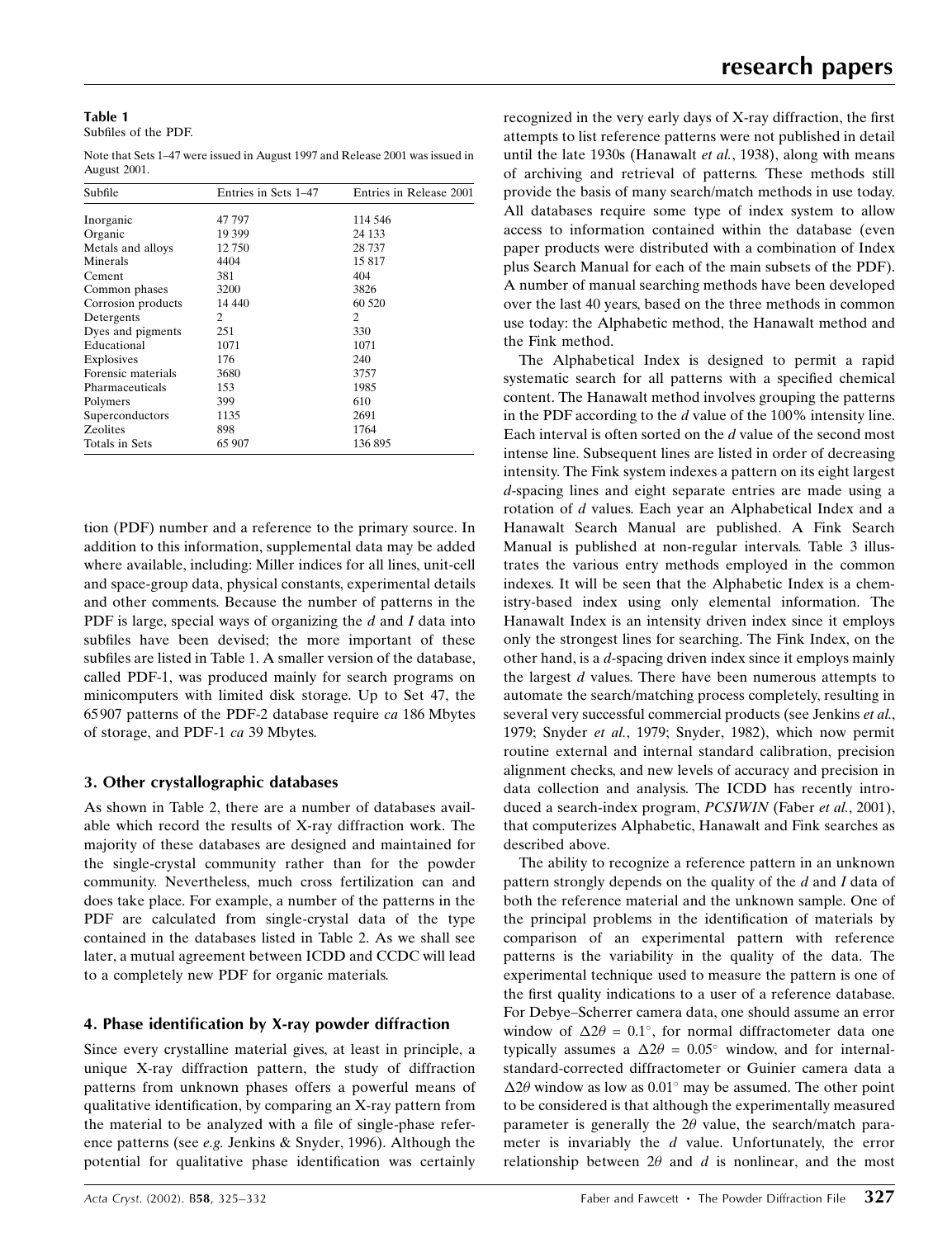**Table 1**
Subfiles of the PDF.

Note that Sets 1–47 were issued in August 1997 and Release 2001 was issued in August 2001.

| Subfile | Entries in Sets 1–47 | Entries in Release 2001 |
|---|---|---|
| Inorganic | 47 797 | 114 546 |
| Organic | 19 399 | 24 133 |
| Metals and alloys | 12 750 | 28 737 |
| Minerals | 4404 | 15 817 |
| Cement | 381 | 404 |
| Common phases | 3200 | 3826 |
| Corrosion products | 14 440 | 60 520 |
| Detergents | 2 | 2 |
| Dyes and pigments | 251 | 330 |
| Educational | 1071 | 1071 |
| Explosives | 176 | 240 |
| Forensic materials | 3680 | 3757 |
| Pharmaceuticals | 153 | 1985 |
| Polymers | 399 | 610 |
| Superconductors | 1135 | 2691 |
| Zeolites | 898 | 1764 |
| Totals in Sets | 65 907 | 136 895 |

tion (PDF) number and a reference to the primary source. In addition to this information, supplemental data may be added where available, including: Miller indices for all lines, unit-cell and space-group data, physical constants, experimental details and other comments. Because the number of patterns in the PDF is large, special ways of organizing the *d* and *I* data into subfiles have been devised; the more important of these subfiles are listed in Table 1. A smaller version of the database, called PDF-1, was produced mainly for search programs on minicomputers with limited disk storage. Up to Set 47, the 65 907 patterns of the PDF-2 database require *ca* 186 Mbytes of storage, and PDF-1 *ca* 39 Mbytes.

## 3. Other crystallographic databases

As shown in Table 2, there are a number of databases available which record the results of X-ray diffraction work. The majority of these databases are designed and maintained for the single-crystal community rather than for the powder community. Nevertheless, much cross fertilization can and does take place. For example, a number of the patterns in the PDF are calculated from single-crystal data of the type contained in the databases listed in Table 2. As we shall see later, a mutual agreement between ICDD and CCDC will lead to a completely new PDF for organic materials.

## 4. Phase identification by X-ray powder diffraction

Since every crystalline material gives, at least in principle, a unique X-ray diffraction pattern, the study of diffraction patterns from unknown phases offers a powerful means of qualitative identification, by comparing an X-ray pattern from the material to be analyzed with a file of single-phase reference patterns (see *e.g.* Jenkins & Snyder, 1996). Although the potential for qualitative phase identification was certainly recognized in the very early days of X-ray diffraction, the first attempts to list reference patterns were not published in detail until the late 1930s (Hanawalt *et al.*, 1938), along with means of archiving and retrieval of patterns. These methods still provide the basis of many search/match methods in use today. All databases require some type of index system to allow access to information contained within the database (even paper products were distributed with a combination of Index plus Search Manual for each of the main subsets of the PDF). A number of manual searching methods have been developed over the last 40 years, based on the three methods in common use today: the Alphabetic method, the Hanawalt method and the Fink method.

The Alphabetical Index is designed to permit a rapid systematic search for all patterns with a specified chemical content. The Hanawalt method involves grouping the patterns in the PDF according to the *d* value of the 100% intensity line. Each interval is often sorted on the *d* value of the second most intense line. Subsequent lines are listed in order of decreasing intensity. The Fink system indexes a pattern on its eight largest *d*-spacing lines and eight separate entries are made using a rotation of *d* values. Each year an Alphabetical Index and a Hanawalt Search Manual are published. A Fink Search Manual is published at non-regular intervals. Table 3 illustrates the various entry methods employed in the common indexes. It will be seen that the Alphabetic Index is a chemistry-based index using only elemental information. The Hanawalt Index is an intensity driven index since it employs only the strongest lines for searching. The Fink Index, on the other hand, is a *d*-spacing driven index since it employs mainly the largest *d* values. There have been numerous attempts to automate the search/matching process completely, resulting in several very successful commercial products (see Jenkins *et al.*, 1979; Snyder *et al.*, 1979; Snyder, 1982), which now permit routine external and internal standard calibration, precision alignment checks, and new levels of accuracy and precision in data collection and analysis. The ICDD has recently introduced a search-index program, *PCSIWIN* (Faber *et al.*, 2001), that computerizes Alphabetic, Hanawalt and Fink searches as described above.

The ability to recognize a reference pattern in an unknown pattern strongly depends on the quality of the *d* and *I* data of both the reference material and the unknown sample. One of the principal problems in the identification of materials by comparison of an experimental pattern with reference patterns is the variability in the quality of the data. The experimental technique used to measure the pattern is one of the first quality indications to a user of a reference database. For Debye–Scherrer camera data, one should assume an error window of $\Delta 2\theta = 0.1^\circ$, for normal diffractometer data one typically assumes a $\Delta 2\theta = 0.05^\circ$ window, and for internal-standard-corrected diffractometer or Guinier camera data a $\Delta 2\theta$ window as low as $0.01^\circ$ may be assumed. The other point to be considered is that although the experimentally measured parameter is generally the $2\theta$ value, the search/match parameter is invariably the *d* value. Unfortunately, the error relationship between $2\theta$ and *d* is nonlinear, and the most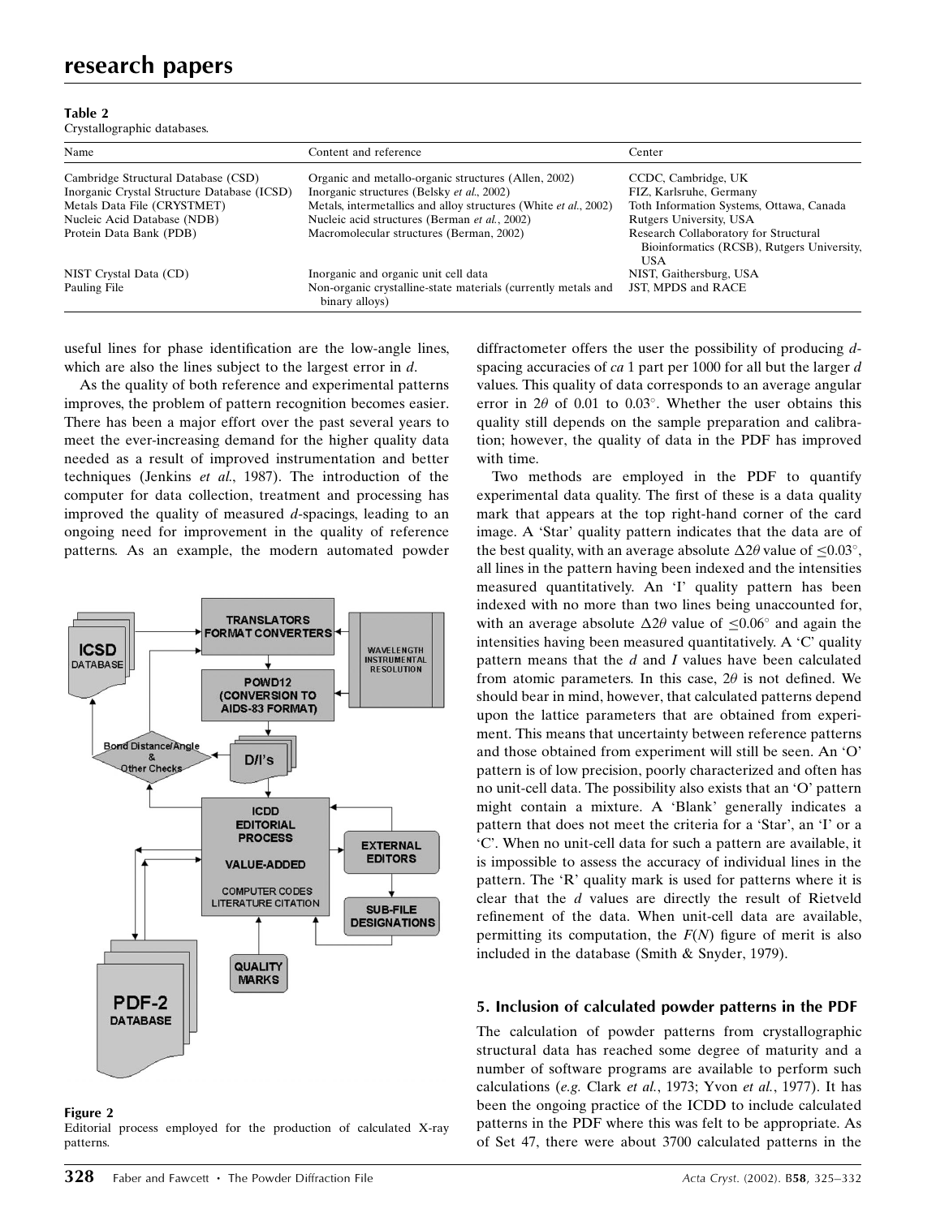**Table 2**
Crystallographic databases.

| Name | Content and reference | Center |
| --- | --- | --- |
| Cambridge Structural Database (CSD) | Organic and metallo-organic structures (Allen, 2002) | CCDC, Cambridge, UK |
| Inorganic Crystal Structure Database (ICSD) | Inorganic structures (Belsky *et al.*, 2002) | FIZ, Karlsruhe, Germany |
| Metals Data File (CRYSTMET) | Metals, intermetallics and alloy structures (White *et al.*, 2002) | Toth Information Systems, Ottawa, Canada |
| Nucleic Acid Database (NDB) | Nucleic acid structures (Berman *et al.*, 2002) | Rutgers University, USA |
| Protein Data Bank (PDB) | Macromolecular structures (Berman, 2002) | Research Collaboratory for Structural Bioinformatics (RCSB), Rutgers University, USA |
| NIST Crystal Data (CD) | Inorganic and organic unit cell data | NIST, Gaithersburg, USA |
| Pauling File | Non-organic crystalline-state materials (currently metals and binary alloys) | JST, MPDS and RACE |

useful lines for phase identification are the low-angle lines, which are also the lines subject to the largest error in $d$.

As the quality of both reference and experimental patterns improves, the problem of pattern recognition becomes easier. There has been a major effort over the past several years to meet the ever-increasing demand for the higher quality data needed as a result of improved instrumentation and better techniques (Jenkins *et al.*, 1987). The introduction of the computer for data collection, treatment and processing has improved the quality of measured $d$-spacings, leading to an ongoing need for improvement in the quality of reference patterns. As an example, the modern automated powder diffractometer offers the user the possibility of producing $d$-spacing accuracies of *ca* 1 part per 1000 for all but the larger $d$ values. This quality of data corresponds to an average angular error in $2\theta$ of 0.01 to 0.03°. Whether the user obtains this quality still depends on the sample preparation and calibration; however, the quality of data in the PDF has improved with time.

**Figure 2**
Editorial process employed for the production of calculated X-ray patterns.

Two methods are employed in the PDF to quantify experimental data quality. The first of these is a data quality mark that appears at the top right-hand corner of the card image. A 'Star' quality pattern indicates that the data are of the best quality, with an average absolute $\Delta 2\theta$ value of $\leq 0.03°$, all lines in the pattern having been indexed and the intensities measured quantitatively. An 'I' quality pattern has been indexed with no more than two lines being unaccounted for, with an average absolute $\Delta 2\theta$ value of $\leq 0.06°$ and again the intensities having been measured quantitatively. A 'C' quality pattern means that the $d$ and $I$ values have been calculated from atomic parameters. In this case, $2\theta$ is not defined. We should bear in mind, however, that calculated patterns depend upon the lattice parameters that are obtained from experiment. This means that uncertainty between reference patterns and those obtained from experiment will still be seen. An 'O' pattern is of low precision, poorly characterized and often has no unit-cell data. The possibility also exists that an 'O' pattern might contain a mixture. A 'Blank' generally indicates a pattern that does not meet the criteria for a 'Star', an 'I' or a 'C'. When no unit-cell data for such a pattern are available, it is impossible to assess the accuracy of individual lines in the pattern. The 'R' quality mark is used for patterns where it is clear that the $d$ values are directly the result of Rietveld refinement of the data. When unit-cell data are available, permitting its computation, the $F(N)$ figure of merit is also included in the database (Smith & Snyder, 1979).

## 5. Inclusion of calculated powder patterns in the PDF

The calculation of powder patterns from crystallographic structural data has reached some degree of maturity and a number of software programs are available to perform such calculations (*e.g.* Clark *et al.*, 1973; Yvon *et al.*, 1977). It has been the ongoing practice of the ICDD to include calculated patterns in the PDF where this was felt to be appropriate. As of Set 47, there were about 3700 calculated patterns in the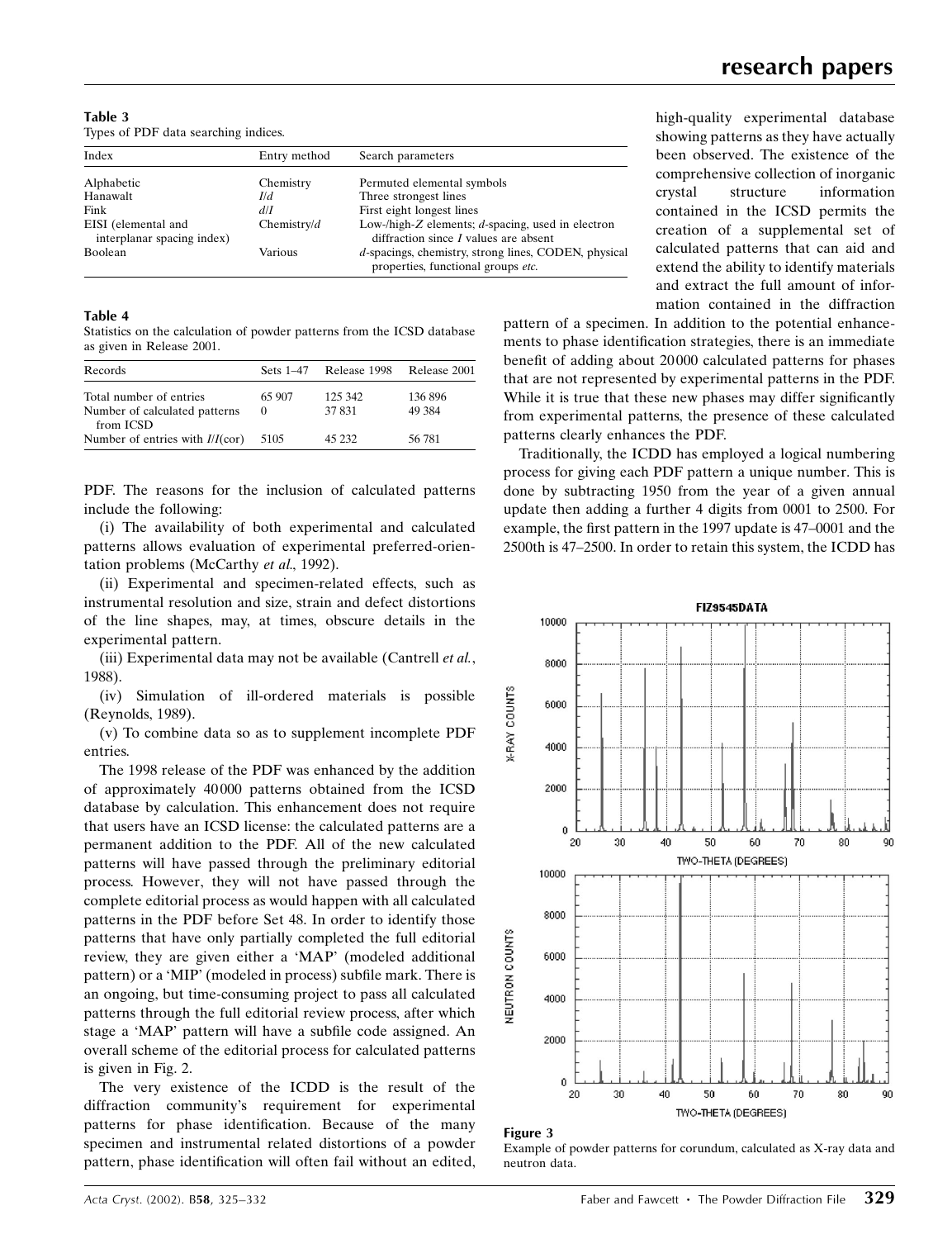**Table 3**
Types of PDF data searching indices.

| Index | Entry method | Search parameters |
|---|---|---|
| Alphabetic | Chemistry | Permuted elemental symbols |
| Hanawalt | *I*/*d* | Three strongest lines |
| Fink | *d*/*I* | First eight longest lines |
| EISI (elemental and interplanar spacing index) | Chemistry/*d* | Low-/high-*Z* elements; *d*-spacing, used in electron diffraction since *I* values are absent |
| Boolean | Various | *d*-spacings, chemistry, strong lines, CODEN, physical properties, functional groups *etc.* |

**Table 4**
Statistics on the calculation of powder patterns from the ICSD database as given in Release 2001.

| Records | Sets 1–47 | Release 1998 | Release 2001 |
|---|---|---|---|
| Total number of entries | 65 907 | 125 342 | 136 896 |
| Number of calculated patterns from ICSD | 0 | 37 831 | 49 384 |
| Number of entries with *I*/*I*(cor) | 5105 | 45 232 | 56 781 |

PDF. The reasons for the inclusion of calculated patterns include the following:

(i) The availability of both experimental and calculated patterns allows evaluation of experimental preferred-orientation problems (McCarthy *et al.*, 1992).

(ii) Experimental and specimen-related effects, such as instrumental resolution and size, strain and defect distortions of the line shapes, may, at times, obscure details in the experimental pattern.

(iii) Experimental data may not be available (Cantrell *et al.*, 1988).

(iv) Simulation of ill-ordered materials is possible (Reynolds, 1989).

(v) To combine data so as to supplement incomplete PDF entries.

The 1998 release of the PDF was enhanced by the addition of approximately 40000 patterns obtained from the ICSD database by calculation. This enhancement does not require that users have an ICSD license: the calculated patterns are a permanent addition to the PDF. All of the new calculated patterns will have passed through the preliminary editorial process. However, they will not have passed through the complete editorial process as would happen with all calculated patterns in the PDF before Set 48. In order to identify those patterns that have only partially completed the full editorial review, they are given either a 'MAP' (modeled additional pattern) or a 'MIP' (modeled in process) subfile mark. There is an ongoing, but time-consuming project to pass all calculated patterns through the full editorial review process, after which stage a 'MAP' pattern will have a subfile code assigned. An overall scheme of the editorial process for calculated patterns is given in Fig. 2.

The very existence of the ICDD is the result of the diffraction community's requirement for experimental patterns for phase identification. Because of the many specimen and instrumental related distortions of a powder pattern, phase identification will often fail without an edited, high-quality experimental database showing patterns as they have actually been observed. The existence of the comprehensive collection of inorganic crystal structure information contained in the ICSD permits the creation of a supplemental set of calculated patterns that can aid and extend the ability to identify materials and extract the full amount of information contained in the diffraction pattern of a specimen. In addition to the potential enhancements to phase identification strategies, there is an immediate benefit of adding about 20000 calculated patterns for phases that are not represented by experimental patterns in the PDF. While it is true that these new phases may differ significantly from experimental patterns, the presence of these calculated patterns clearly enhances the PDF.

Traditionally, the ICDD has employed a logical numbering process for giving each PDF pattern a unique number. This is done by subtracting 1950 from the year of a given annual update then adding a further 4 digits from 0001 to 2500. For example, the first pattern in the 1997 update is 47–0001 and the 2500th is 47–2500. In order to retain this system, the ICDD has

**Figure 3**
Example of powder patterns for corundum, calculated as X-ray data and neutron data.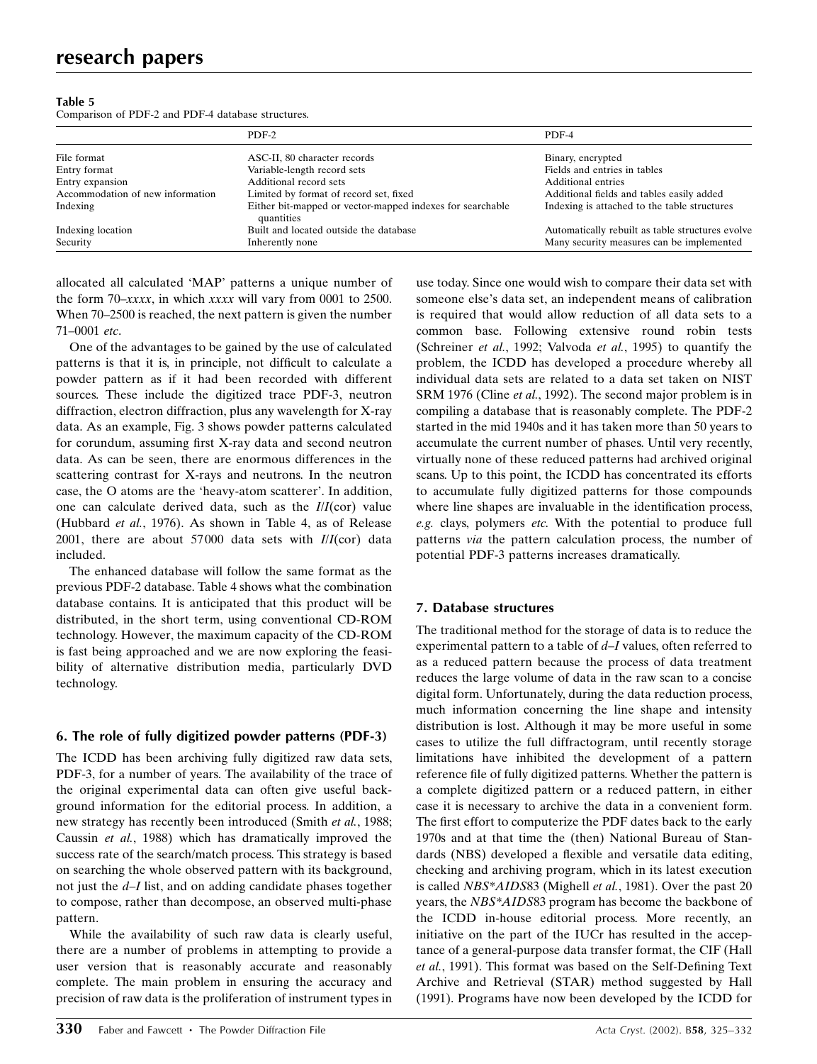**Table 5**
Comparison of PDF-2 and PDF-4 database structures.

| | PDF-2 | PDF-4 |
|---|---|---|
| File format | ASC-II, 80 character records | Binary, encrypted |
| Entry format | Variable-length record sets | Fields and entries in tables |
| Entry expansion | Additional record sets | Additional entries |
| Accommodation of new information | Limited by format of record set, fixed | Additional fields and tables easily added |
| Indexing | Either bit-mapped or vector-mapped indexes for searchable quantities | Indexing is attached to the table structures |
| Indexing location | Built and located outside the database | Automatically rebuilt as table structures evolve |
| Security | Inherently none | Many security measures can be implemented |

allocated all calculated 'MAP' patterns a unique number of the form 70–*xxxx*, in which *xxxx* will vary from 0001 to 2500. When 70–2500 is reached, the next pattern is given the number 71–0001 *etc*.

One of the advantages to be gained by the use of calculated patterns is that it is, in principle, not difficult to calculate a powder pattern as if it had been recorded with different sources. These include the digitized trace PDF-3, neutron diffraction, electron diffraction, plus any wavelength for X-ray data. As an example, Fig. 3 shows powder patterns calculated for corundum, assuming first X-ray data and second neutron data. As can be seen, there are enormous differences in the scattering contrast for X-rays and neutrons. In the neutron case, the O atoms are the 'heavy-atom scatterer'. In addition, one can calculate derived data, such as the $I/I$(cor) value (Hubbard *et al.*, 1976). As shown in Table 4, as of Release 2001, there are about 57000 data sets with $I/I$(cor) data included.

The enhanced database will follow the same format as the previous PDF-2 database. Table 4 shows what the combination database contains. It is anticipated that this product will be distributed, in the short term, using conventional CD-ROM technology. However, the maximum capacity of the CD-ROM is fast being approached and we are now exploring the feasibility of alternative distribution media, particularly DVD technology.

## 6. The role of fully digitized powder patterns (PDF-3)

The ICDD has been archiving fully digitized raw data sets, PDF-3, for a number of years. The availability of the trace of the original experimental data can often give useful background information for the editorial process. In addition, a new strategy has recently been introduced (Smith *et al.*, 1988; Caussin *et al.*, 1988) which has dramatically improved the success rate of the search/match process. This strategy is based on searching the whole observed pattern with its background, not just the $d$–$I$ list, and on adding candidate phases together to compose, rather than decompose, an observed multi-phase pattern.

While the availability of such raw data is clearly useful, there are a number of problems in attempting to provide a user version that is reasonably accurate and reasonably complete. The main problem in ensuring the accuracy and precision of raw data is the proliferation of instrument types in use today. Since one would wish to compare their data set with someone else's data set, an independent means of calibration is required that would allow reduction of all data sets to a common base. Following extensive round robin tests (Schreiner *et al.*, 1992; Valvoda *et al.*, 1995) to quantify the problem, the ICDD has developed a procedure whereby all individual data sets are related to a data set taken on NIST SRM 1976 (Cline *et al.*, 1992). The second major problem is in compiling a database that is reasonably complete. The PDF-2 started in the mid 1940s and it has taken more than 50 years to accumulate the current number of phases. Until very recently, virtually none of these reduced patterns had archived original scans. Up to this point, the ICDD has concentrated its efforts to accumulate fully digitized patterns for those compounds where line shapes are invaluable in the identification process, *e.g.* clays, polymers *etc.* With the potential to produce full patterns *via* the pattern calculation process, the number of potential PDF-3 patterns increases dramatically.

## 7. Database structures

The traditional method for the storage of data is to reduce the experimental pattern to a table of $d$–$I$ values, often referred to as a reduced pattern because the process of data treatment reduces the large volume of data in the raw scan to a concise digital form. Unfortunately, during the data reduction process, much information concerning the line shape and intensity distribution is lost. Although it may be more useful in some cases to utilize the full diffractogram, until recently storage limitations have inhibited the development of a pattern reference file of fully digitized patterns. Whether the pattern is a complete digitized pattern or a reduced pattern, in either case it is necessary to archive the data in a convenient form. The first effort to computerize the PDF dates back to the early 1970s and at that time the (then) National Bureau of Standards (NBS) developed a flexible and versatile data editing, checking and archiving program, which in its latest execution is called *NBS*AIDS*83 (Mighell *et al.*, 1981). Over the past 20 years, the *NBS*AIDS*83 program has become the backbone of the ICDD in-house editorial process. More recently, an initiative on the part of the IUCr has resulted in the acceptance of a general-purpose data transfer format, the CIF (Hall *et al.*, 1991). This format was based on the Self-Defining Text Archive and Retrieval (STAR) method suggested by Hall (1991). Programs have now been developed by the ICDD for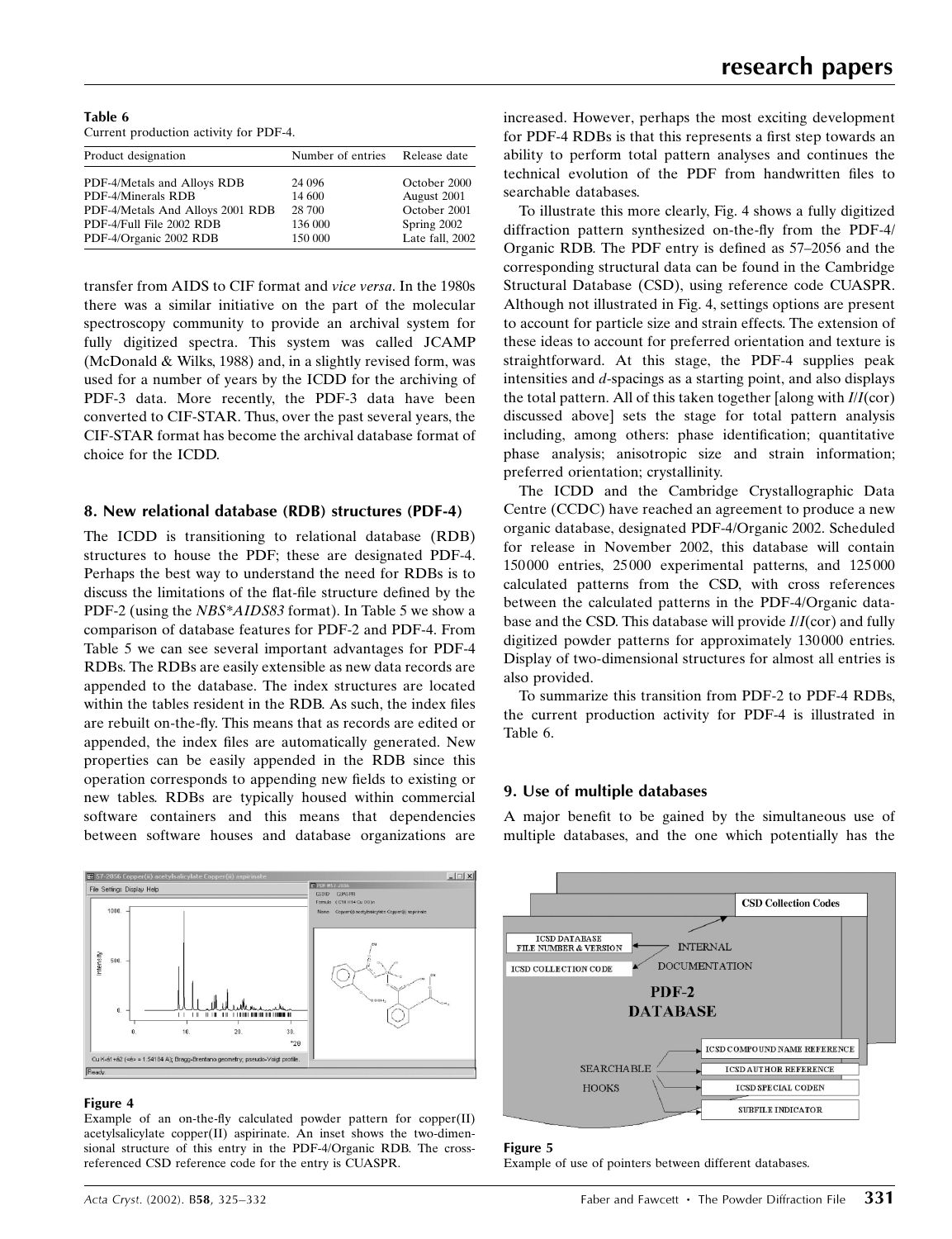**Table 6**
Current production activity for PDF-4.

| Product designation | Number of entries | Release date |
|---|---|---|
| PDF-4/Metals and Alloys RDB | 24 096 | October 2000 |
| PDF-4/Minerals RDB | 14 600 | August 2001 |
| PDF-4/Metals And Alloys 2001 RDB | 28 700 | October 2001 |
| PDF-4/Full File 2002 RDB | 136 000 | Spring 2002 |
| PDF-4/Organic 2002 RDB | 150 000 | Late fall, 2002 |

transfer from AIDS to CIF format and *vice versa*. In the 1980s there was a similar initiative on the part of the molecular spectroscopy community to provide an archival system for fully digitized spectra. This system was called JCAMP (McDonald & Wilks, 1988) and, in a slightly revised form, was used for a number of years by the ICDD for the archiving of PDF-3 data. More recently, the PDF-3 data have been converted to CIF-STAR. Thus, over the past several years, the CIF-STAR format has become the archival database format of choice for the ICDD.

## 8. New relational database (RDB) structures (PDF-4)

The ICDD is transitioning to relational database (RDB) structures to house the PDF; these are designated PDF-4. Perhaps the best way to understand the need for RDBs is to discuss the limitations of the flat-file structure defined by the PDF-2 (using the *NBS*AIDS83* format). In Table 5 we show a comparison of database features for PDF-2 and PDF-4. From Table 5 we can see several important advantages for PDF-4 RDBs. The RDBs are easily extensible as new data records are appended to the database. The index structures are located within the tables resident in the RDB. As such, the index files are rebuilt on-the-fly. This means that as records are edited or appended, the index files are automatically generated. New properties can be easily appended in the RDB since this operation corresponds to appending new fields to existing or new tables. RDBs are typically housed within commercial software containers and this means that dependencies between software houses and database organizations are increased. However, perhaps the most exciting development for PDF-4 RDBs is that this represents a first step towards an ability to perform total pattern analyses and continues the technical evolution of the PDF from handwritten files to searchable databases.

To illustrate this more clearly, Fig. 4 shows a fully digitized diffraction pattern synthesized on-the-fly from the PDF-4/Organic RDB. The PDF entry is defined as 57–2056 and the corresponding structural data can be found in the Cambridge Structural Database (CSD), using reference code CUASPR. Although not illustrated in Fig. 4, settings options are present to account for particle size and strain effects. The extension of these ideas to account for preferred orientation and texture is straightforward. At this stage, the PDF-4 supplies peak intensities and *d*-spacings as a starting point, and also displays the total pattern. All of this taken together [along with *I*/*I*(cor) discussed above] sets the stage for total pattern analysis including, among others: phase identification; quantitative phase analysis; anisotropic size and strain information; preferred orientation; crystallinity.

The ICDD and the Cambridge Crystallographic Data Centre (CCDC) have reached an agreement to produce a new organic database, designated PDF-4/Organic 2002. Scheduled for release in November 2002, this database will contain 150000 entries, 25000 experimental patterns, and 125000 calculated patterns from the CSD, with cross references between the calculated patterns in the PDF-4/Organic database and the CSD. This database will provide *I*/*I*(cor) and fully digitized powder patterns for approximately 130000 entries. Display of two-dimensional structures for almost all entries is also provided.

To summarize this transition from PDF-2 to PDF-4 RDBs, the current production activity for PDF-4 is illustrated in Table 6.

**Figure 4**
Example of an on-the-fly calculated powder pattern for copper(II) acetylsalicylate copper(II) aspirinate. An inset shows the two-dimensional structure of this entry in the PDF-4/Organic RDB. The cross-referenced CSD reference code for the entry is CUASPR.

## 9. Use of multiple databases

A major benefit to be gained by the simultaneous use of multiple databases, and the one which potentially has the

**Figure 5**
Example of use of pointers between different databases.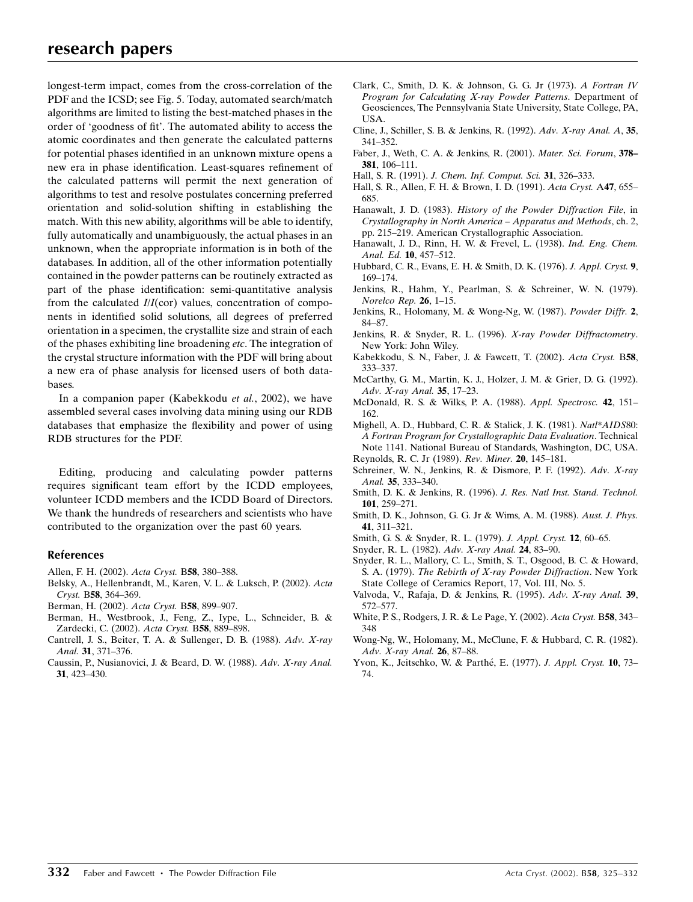longest-term impact, comes from the cross-correlation of the PDF and the ICSD; see Fig. 5. Today, automated search/match algorithms are limited to listing the best-matched phases in the order of 'goodness of fit'. The automated ability to access the atomic coordinates and then generate the calculated patterns for potential phases identified in an unknown mixture opens a new era in phase identification. Least-squares refinement of the calculated patterns will permit the next generation of algorithms to test and resolve postulates concerning preferred orientation and solid-solution shifting in establishing the match. With this new ability, algorithms will be able to identify, fully automatically and unambiguously, the actual phases in an unknown, when the appropriate information is in both of the databases. In addition, all of the other information potentially contained in the powder patterns can be routinely extracted as part of the phase identification: semi-quantitative analysis from the calculated $I/I$(cor) values, concentration of components in identified solid solutions, all degrees of preferred orientation in a specimen, the crystallite size and strain of each of the phases exhibiting line broadening *etc*. The integration of the crystal structure information with the PDF will bring about a new era of phase analysis for licensed users of both databases.

In a companion paper (Kabekkodu *et al.*, 2002), we have assembled several cases involving data mining using our RDB databases that emphasize the flexibility and power of using RDB structures for the PDF.

Editing, producing and calculating powder patterns requires significant team effort by the ICDD employees, volunteer ICDD members and the ICDD Board of Directors. We thank the hundreds of researchers and scientists who have contributed to the organization over the past 60 years.

## References

Allen, F. H. (2002). *Acta Cryst.* B**58**, 380–388.

Belsky, A., Hellenbrandt, M., Karen, V. L. & Luksch, P. (2002). *Acta Cryst.* B**58**, 364–369.

Berman, H. (2002). *Acta Cryst.* B**58**, 899–907.

Berman, H., Westbrook, J., Feng, Z., Iype, L., Schneider, B. & Zardecki, C. (2002). *Acta Cryst.* B**58**, 889–898.

Cantrell, J. S., Beiter, T. A. & Sullenger, D. B. (1988). *Adv. X-ray Anal.* **31**, 371–376.

Caussin, P., Nusianovici, J. & Beard, D. W. (1988). *Adv. X-ray Anal.* **31**, 423–430.

Clark, C., Smith, D. K. & Johnson, G. G. Jr (1973). *A Fortran IV Program for Calculating X-ray Powder Patterns*. Department of Geosciences, The Pennsylvania State University, State College, PA, USA.

Cline, J., Schiller, S. B. & Jenkins, R. (1992). *Adv. X-ray Anal. A*, **35**, 341–352.

Faber, J., Weth, C. A. & Jenkins, R. (2001). *Mater. Sci. Forum*, **378–381**, 106–111.

Hall, S. R. (1991). *J. Chem. Inf. Comput. Sci.* **31**, 326–333.

Hall, S. R., Allen, F. H. & Brown, I. D. (1991). *Acta Cryst.* A**47**, 655–685.

Hanawalt, J. D. (1983). *History of the Powder Diffraction File*, in *Crystallography in North America – Apparatus and Methods*, ch. 2, pp. 215–219. American Crystallographic Association.

Hanawalt, J. D., Rinn, H. W. & Frevel, L. (1938). *Ind. Eng. Chem. Anal. Ed.* **10**, 457–512.

Hubbard, C. R., Evans, E. H. & Smith, D. K. (1976). *J. Appl. Cryst.* **9**, 169–174.

Jenkins, R., Hahm, Y., Pearlman, S. & Schreiner, W. N. (1979). *Norelco Rep.* **26**, 1–15.

Jenkins, R., Holomany, M. & Wong-Ng, W. (1987). *Powder Diffr.* **2**, 84–87.

Jenkins, R. & Snyder, R. L. (1996). *X-ray Powder Diffractometry*. New York: John Wiley.

Kabekkodu, S. N., Faber, J. & Fawcett, T. (2002). *Acta Cryst.* B**58**, 333–337.

McCarthy, G. M., Martin, K. J., Holzer, J. M. & Grier, D. G. (1992). *Adv. X-ray Anal.* **35**, 17–23.

McDonald, R. S. & Wilks, P. A. (1988). *Appl. Spectrosc.* **42**, 151–162.

Mighell, A. D., Hubbard, C. R. & Stalick, J. K. (1981). *Natl*AIDS80: A Fortran Program for Crystallographic Data Evaluation*. Technical Note 1141. National Bureau of Standards, Washington, DC, USA.

Reynolds, R. C. Jr (1989). *Rev. Miner.* **20**, 145–181.

Schreiner, W. N., Jenkins, R. & Dismore, P. F. (1992). *Adv. X-ray Anal.* **35**, 333–340.

Smith, D. K. & Jenkins, R. (1996). *J. Res. Natl Inst. Stand. Technol.* **101**, 259–271.

Smith, D. K., Johnson, G. G. Jr & Wims, A. M. (1988). *Aust. J. Phys.* **41**, 311–321.

Smith, G. S. & Snyder, R. L. (1979). *J. Appl. Cryst.* **12**, 60–65.

Snyder, R. L. (1982). *Adv. X-ray Anal.* **24**, 83–90.

Snyder, R. L., Mallory, C. L., Smith, S. T., Osgood, B. C. & Howard, S. A. (1979). *The Rebirth of X-ray Powder Diffraction*. New York State College of Ceramics Report, 17, Vol. III, No. 5.

Valvoda, V., Rafaja, D. & Jenkins, R. (1995). *Adv. X-ray Anal.* **39**, 572–577.

White, P. S., Rodgers, J. R. & Le Page, Y. (2002). *Acta Cryst.* B**58**, 343–348

Wong-Ng, W., Holomany, M., McClune, F. & Hubbard, C. R. (1982). *Adv. X-ray Anal.* **26**, 87–88.

Yvon, K., Jeitschko, W. & Parthé, E. (1977). *J. Appl. Cryst.* **10**, 73–74.